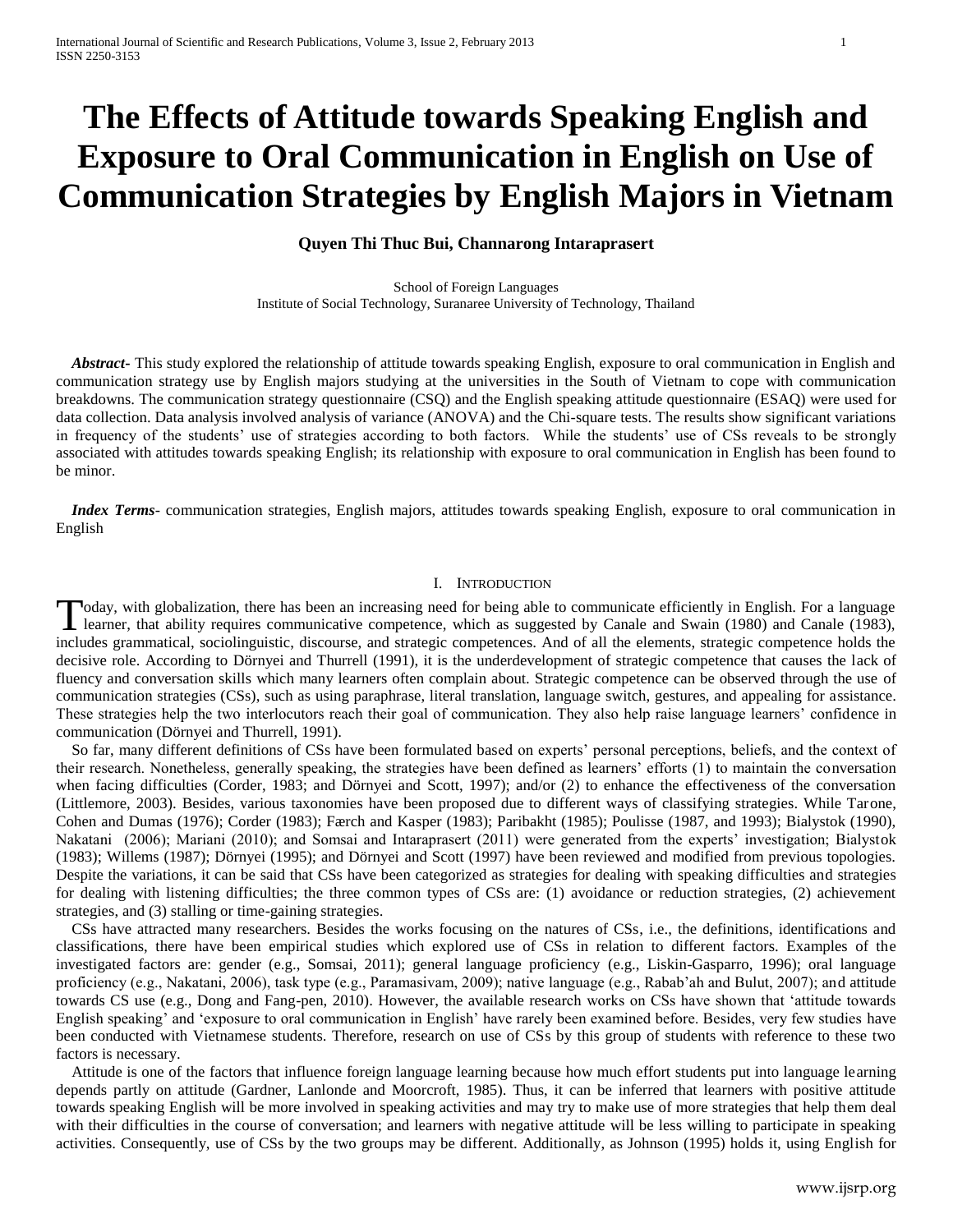# The Effects of Attitude towards Speaking English and Exposure to Oral Communication in English on Use of Communication Strategies by English Majors in Vietnam

**Quyen Thi Thuc Bui, Channarong Intaraprasert**

School of Foreign Languages
Institute of Social Technology, Suranaree University of Technology, Thailand

***Abstract*-** This study explored the relationship of attitude towards speaking English, exposure to oral communication in English and communication strategy use by English majors studying at the universities in the South of Vietnam to cope with communication breakdowns. The communication strategy questionnaire (CSQ) and the English speaking attitude questionnaire (ESAQ) were used for data collection. Data analysis involved analysis of variance (ANOVA) and the Chi-square tests. The results show significant variations in frequency of the students' use of strategies according to both factors. While the students' use of CSs reveals to be strongly associated with attitudes towards speaking English; its relationship with exposure to oral communication in English has been found to be minor.

***Index Terms*-** communication strategies, English majors, attitudes towards speaking English, exposure to oral communication in English

## I. Introduction

Today, with globalization, there has been an increasing need for being able to communicate efficiently in English. For a language learner, that ability requires communicative competence, which as suggested by Canale and Swain (1980) and Canale (1983), includes grammatical, sociolinguistic, discourse, and strategic competences. And of all the elements, strategic competence holds the decisive role. According to Dörnyei and Thurrell (1991), it is the underdevelopment of strategic competence that causes the lack of fluency and conversation skills which many learners often complain about. Strategic competence can be observed through the use of communication strategies (CSs), such as using paraphrase, literal translation, language switch, gestures, and appealing for assistance. These strategies help the two interlocutors reach their goal of communication. They also help raise language learners' confidence in communication (Dörnyei and Thurrell, 1991).

So far, many different definitions of CSs have been formulated based on experts' personal perceptions, beliefs, and the context of their research. Nonetheless, generally speaking, the strategies have been defined as learners' efforts (1) to maintain the conversation when facing difficulties (Corder, 1983; and Dörnyei and Scott, 1997); and/or (2) to enhance the effectiveness of the conversation (Littlemore, 2003). Besides, various taxonomies have been proposed due to different ways of classifying strategies. While Tarone, Cohen and Dumas (1976); Corder (1983); Færch and Kasper (1983); Paribakht (1985); Poulisse (1987, and 1993); Bialystok (1990), Nakatani (2006); Mariani (2010); and Somsai and Intaraprasert (2011) were generated from the experts' investigation; Bialystok (1983); Willems (1987); Dörnyei (1995); and Dörnyei and Scott (1997) have been reviewed and modified from previous topologies. Despite the variations, it can be said that CSs have been categorized as strategies for dealing with speaking difficulties and strategies for dealing with listening difficulties; the three common types of CSs are: (1) avoidance or reduction strategies, (2) achievement strategies, and (3) stalling or time-gaining strategies.

CSs have attracted many researchers. Besides the works focusing on the natures of CSs, i.e., the definitions, identifications and classifications, there have been empirical studies which explored use of CSs in relation to different factors. Examples of the investigated factors are: gender (e.g., Somsai, 2011); general language proficiency (e.g., Liskin-Gasparro, 1996); oral language proficiency (e.g., Nakatani, 2006), task type (e.g., Paramasivam, 2009); native language (e.g., Rabab'ah and Bulut, 2007); and attitude towards CS use (e.g., Dong and Fang-pen, 2010). However, the available research works on CSs have shown that 'attitude towards English speaking' and 'exposure to oral communication in English' have rarely been examined before. Besides, very few studies have been conducted with Vietnamese students. Therefore, research on use of CSs by this group of students with reference to these two factors is necessary.

Attitude is one of the factors that influence foreign language learning because how much effort students put into language learning depends partly on attitude (Gardner, Lanlonde and Moorcroft, 1985). Thus, it can be inferred that learners with positive attitude towards speaking English will be more involved in speaking activities and may try to make use of more strategies that help them deal with their difficulties in the course of conversation; and learners with negative attitude will be less willing to participate in speaking activities. Consequently, use of CSs by the two groups may be different. Additionally, as Johnson (1995) holds it, using English for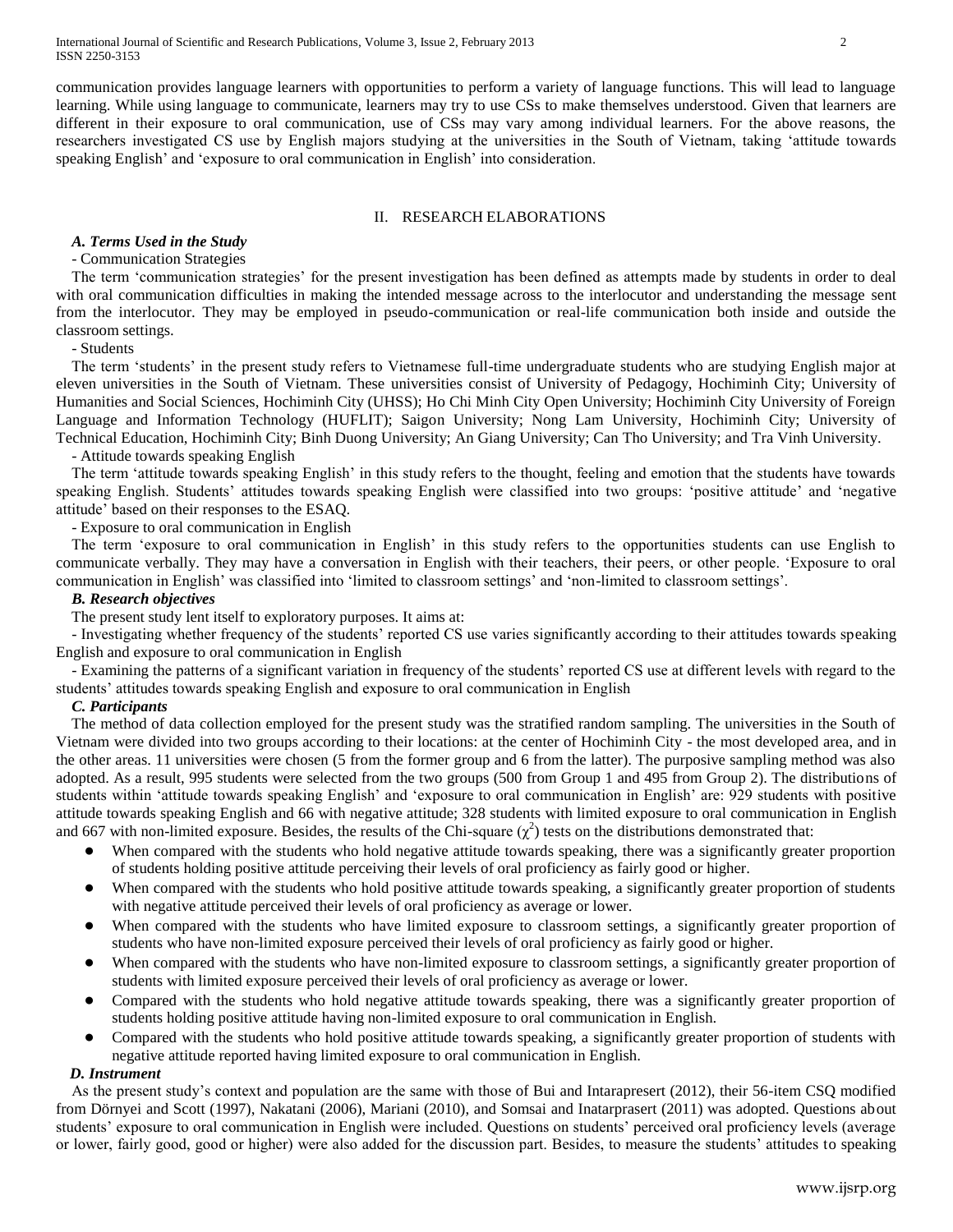communication provides language learners with opportunities to perform a variety of language functions. This will lead to language learning. While using language to communicate, learners may try to use CSs to make themselves understood. Given that learners are different in their exposure to oral communication, use of CSs may vary among individual learners. For the above reasons, the researchers investigated CS use by English majors studying at the universities in the South of Vietnam, taking 'attitude towards speaking English' and 'exposure to oral communication in English' into consideration.

## II. RESEARCH ELABORATIONS

### *A. Terms Used in the Study*

- Communication Strategies

The term 'communication strategies' for the present investigation has been defined as attempts made by students in order to deal with oral communication difficulties in making the intended message across to the interlocutor and understanding the message sent from the interlocutor. They may be employed in pseudo-communication or real-life communication both inside and outside the classroom settings.

- Students

The term 'students' in the present study refers to Vietnamese full-time undergraduate students who are studying English major at eleven universities in the South of Vietnam. These universities consist of University of Pedagogy, Hochiminh City; University of Humanities and Social Sciences, Hochiminh City (UHSS); Ho Chi Minh City Open University; Hochiminh City University of Foreign Language and Information Technology (HUFLIT); Saigon University; Nong Lam University, Hochiminh City; University of Technical Education, Hochiminh City; Binh Duong University; An Giang University; Can Tho University; and Tra Vinh University.

- Attitude towards speaking English

The term 'attitude towards speaking English' in this study refers to the thought, feeling and emotion that the students have towards speaking English. Students' attitudes towards speaking English were classified into two groups: 'positive attitude' and 'negative attitude' based on their responses to the ESAQ.

- Exposure to oral communication in English

The term 'exposure to oral communication in English' in this study refers to the opportunities students can use English to communicate verbally. They may have a conversation in English with their teachers, their peers, or other people. 'Exposure to oral communication in English' was classified into 'limited to classroom settings' and 'non-limited to classroom settings'.

### *B. Research objectives*

The present study lent itself to exploratory purposes. It aims at:

- Investigating whether frequency of the students' reported CS use varies significantly according to their attitudes towards speaking English and exposure to oral communication in English
- Examining the patterns of a significant variation in frequency of the students' reported CS use at different levels with regard to the students' attitudes towards speaking English and exposure to oral communication in English

### *C. Participants*

The method of data collection employed for the present study was the stratified random sampling. The universities in the South of Vietnam were divided into two groups according to their locations: at the center of Hochiminh City - the most developed area, and in the other areas. 11 universities were chosen (5 from the former group and 6 from the latter). The purposive sampling method was also adopted. As a result, 995 students were selected from the two groups (500 from Group 1 and 495 from Group 2). The distributions of students within 'attitude towards speaking English' and 'exposure to oral communication in English' are: 929 students with positive attitude towards speaking English and 66 with negative attitude; 328 students with limited exposure to oral communication in English and 667 with non-limited exposure. Besides, the results of the Chi-square ($\chi^2$) tests on the distributions demonstrated that:

- When compared with the students who hold negative attitude towards speaking, there was a significantly greater proportion of students holding positive attitude perceiving their levels of oral proficiency as fairly good or higher.
- When compared with the students who hold positive attitude towards speaking, a significantly greater proportion of students with negative attitude perceived their levels of oral proficiency as average or lower.
- When compared with the students who have limited exposure to classroom settings, a significantly greater proportion of students who have non-limited exposure perceived their levels of oral proficiency as fairly good or higher.
- When compared with the students who have non-limited exposure to classroom settings, a significantly greater proportion of students with limited exposure perceived their levels of oral proficiency as average or lower.
- Compared with the students who hold negative attitude towards speaking, there was a significantly greater proportion of students holding positive attitude having non-limited exposure to oral communication in English.
- Compared with the students who hold positive attitude towards speaking, a significantly greater proportion of students with negative attitude reported having limited exposure to oral communication in English.

### *D. Instrument*

As the present study's context and population are the same with those of Bui and Intarapresert (2012), their 56-item CSQ modified from Dörnyei and Scott (1997), Nakatani (2006), Mariani (2010), and Somsai and Inatarprasert (2011) was adopted. Questions about students' exposure to oral communication in English were included. Questions on students' perceived oral proficiency levels (average or lower, fairly good, good or higher) were also added for the discussion part. Besides, to measure the students' attitudes to speaking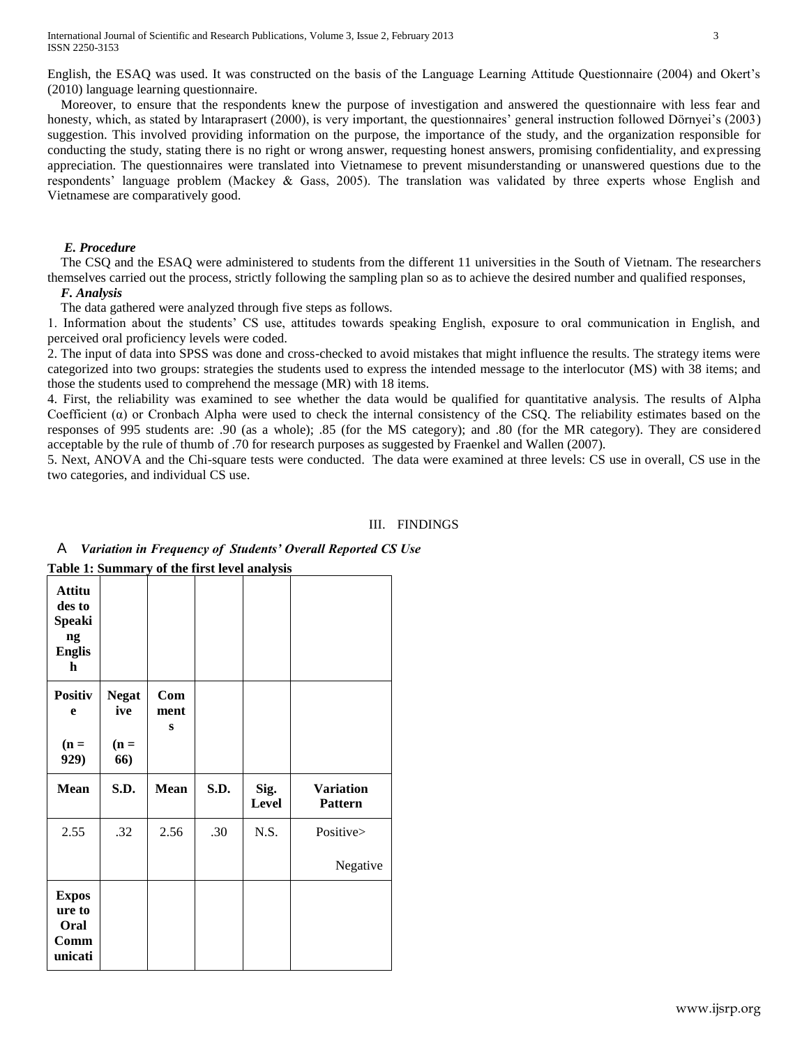English, the ESAQ was used. It was constructed on the basis of the Language Learning Attitude Questionnaire (2004) and Okert's (2010) language learning questionnaire.

Moreover, to ensure that the respondents knew the purpose of investigation and answered the questionnaire with less fear and honesty, which, as stated by lntaraprasert (2000), is very important, the questionnaires' general instruction followed Dörnyei's (2003) suggestion. This involved providing information on the purpose, the importance of the study, and the organization responsible for conducting the study, stating there is no right or wrong answer, requesting honest answers, promising confidentiality, and expressing appreciation. The questionnaires were translated into Vietnamese to prevent misunderstanding or unanswered questions due to the respondents' language problem (Mackey & Gass, 2005). The translation was validated by three experts whose English and Vietnamese are comparatively good.

### *E. Procedure*

The CSQ and the ESAQ were administered to students from the different 11 universities in the South of Vietnam. The researchers themselves carried out the process, strictly following the sampling plan so as to achieve the desired number and qualified responses,

### *F. Analysis*

The data gathered were analyzed through five steps as follows.

1. Information about the students' CS use, attitudes towards speaking English, exposure to oral communication in English, and perceived oral proficiency levels were coded.
2. The input of data into SPSS was done and cross-checked to avoid mistakes that might influence the results. The strategy items were categorized into two groups: strategies the students used to express the intended message to the interlocutor (MS) with 38 items; and those the students used to comprehend the message (MR) with 18 items.
4. First, the reliability was examined to see whether the data would be qualified for quantitative analysis. The results of Alpha Coefficient (α) or Cronbach Alpha were used to check the internal consistency of the CSQ. The reliability estimates based on the responses of 995 students are: .90 (as a whole); .85 (for the MS category); and .80 (for the MR category). They are considered acceptable by the rule of thumb of .70 for research purposes as suggested by Fraenkel and Wallen (2007).
5. Next, ANOVA and the Chi-square tests were conducted. The data were examined at three levels: CS use in overall, CS use in the two categories, and individual CS use.

## III. FINDINGS

### A *Variation in Frequency of Students' Overall Reported CS Use*

**Table 1: Summary of the first level analysis**

| **Attitudes to Speaking English** | | | | | |
|---|---|---|---|---|---|
| **Positive (n = 929)** | **Negative (n = 66)** | **Comments** | | | |
| **Mean** | **S.D.** | **Mean** | **S.D.** | **Sig. Level** | **Variation Pattern** |
| 2.55 | .32 | 2.56 | .30 | N.S. | Positive> Negative |
| **Exposure to Oral Communicati** | | | | | |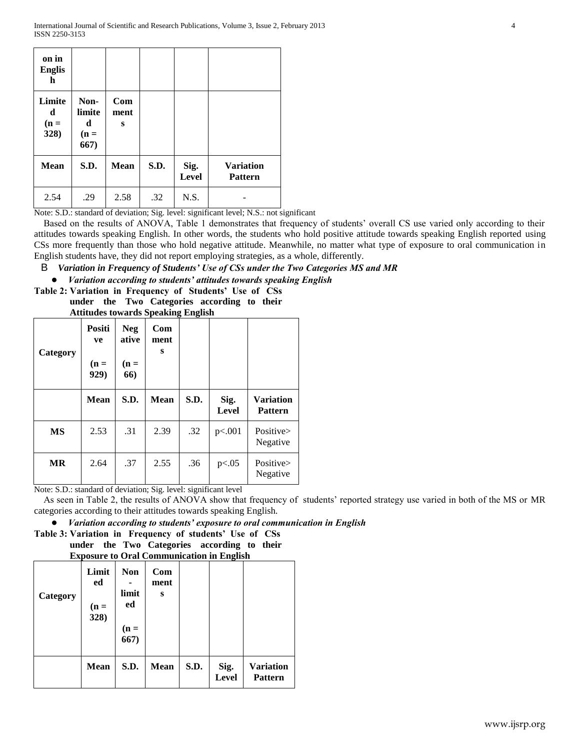| on in English | | | | | |
|---|---|---|---|---|---|
| Limited (n = 328) | Non-limited (n = 667) | Comments | | | |
| Mean | S.D. | Mean | S.D. | Sig. Level | Variation Pattern |
| 2.54 | .29 | 2.58 | .32 | N.S. | - |

Note: S.D.: standard of deviation; Sig. level: significant level; N.S.: not significant

Based on the results of ANOVA, Table 1 demonstrates that frequency of students' overall CS use varied only according to their attitudes towards speaking English. In other words, the students who hold positive attitude towards speaking English reported using CSs more frequently than those who hold negative attitude. Meanwhile, no matter what type of exposure to oral communication in English students have, they did not report employing strategies, as a whole, differently.

### B *Variation in Frequency of Students' Use of CSs under the Two Categories MS and MR*

- ***Variation according to students' attitudes towards speaking English***

**Table 2: Variation in Frequency of Students' Use of CSs under the Two Categories according to their Attitudes towards Speaking English**

| Category | Positive (n = 929) | Negative (n = 66) | Comments | | | |
|---|---|---|---|---|---|---|
| | Mean | S.D. | Mean | S.D. | Sig. Level | Variation Pattern |
| MS | 2.53 | .31 | 2.39 | .32 | p<.001 | Positive> Negative |
| MR | 2.64 | .37 | 2.55 | .36 | p<.05 | Positive> Negative |

Note: S.D.: standard of deviation; Sig. level: significant level

As seen in Table 2, the results of ANOVA show that frequency of students' reported strategy use varied in both of the MS or MR categories according to their attitudes towards speaking English.

- ***Variation according to students' exposure to oral communication in English***

**Table 3: Variation in Frequency of students' Use of CSs under the Two Categories according to their Exposure to Oral Communication in English**

| Category | Limited (n = 328) | Non-limited (n = 667) | Comments | | | |
|---|---|---|---|---|---|---|
| | Mean | S.D. | Mean | S.D. | Sig. Level | Variation Pattern |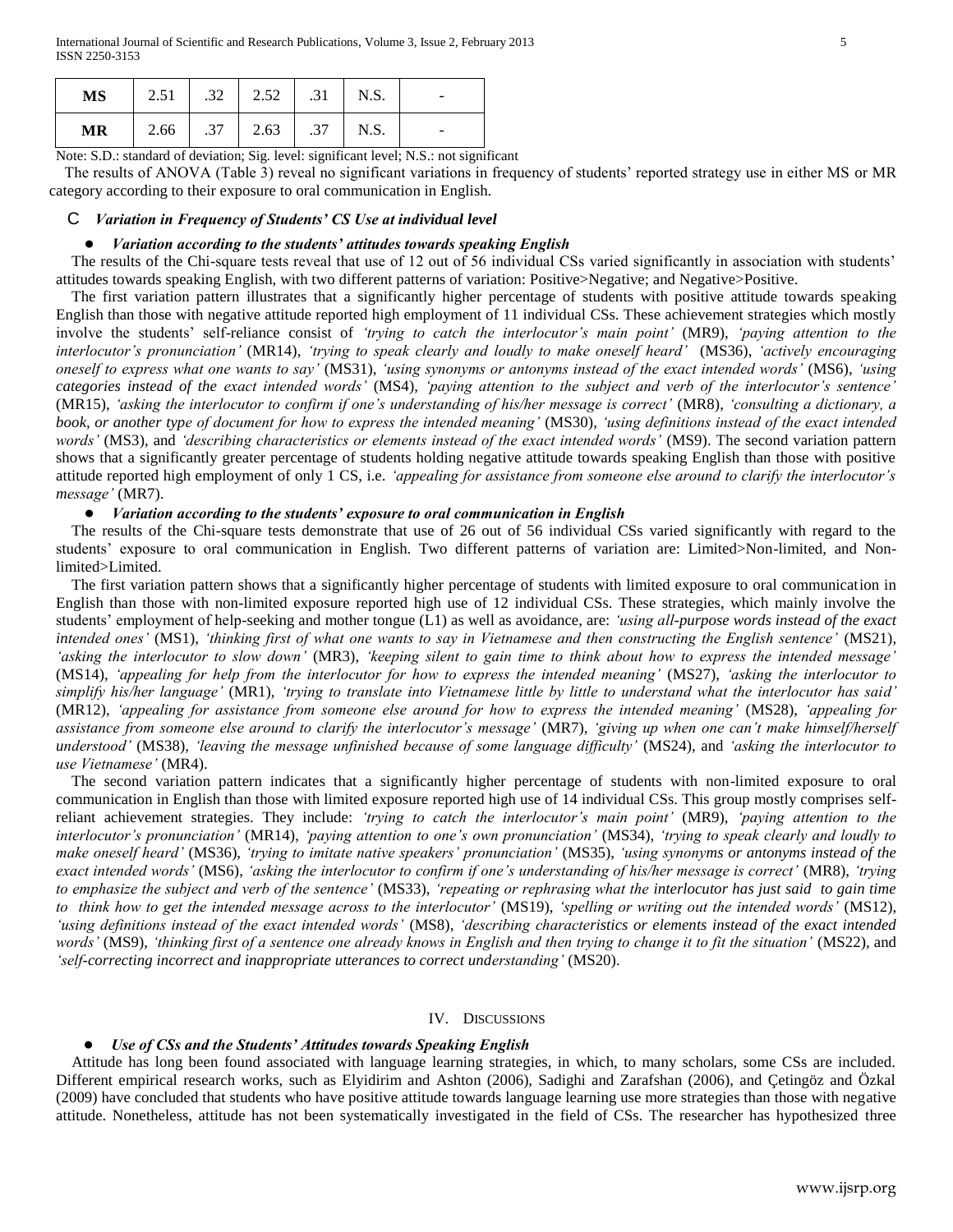| MS | 2.51 | .32 | 2.52 | .31 | N.S. | - |
|---|---|---|---|---|---|---|
| MR | 2.66 | .37 | 2.63 | .37 | N.S. | - |

Note: S.D.: standard of deviation; Sig. level: significant level; N.S.: not significant

The results of ANOVA (Table 3) reveal no significant variations in frequency of students' reported strategy use in either MS or MR category according to their exposure to oral communication in English.

### C *Variation in Frequency of Students' CS Use at individual level*

- ***Variation according to the students' attitudes towards speaking English***

The results of the Chi-square tests reveal that use of 12 out of 56 individual CSs varied significantly in association with students' attitudes towards speaking English, with two different patterns of variation: Positive>Negative; and Negative>Positive.

The first variation pattern illustrates that a significantly higher percentage of students with positive attitude towards speaking English than those with negative attitude reported high employment of 11 individual CSs. These achievement strategies which mostly involve the students' self-reliance consist of *'trying to catch the interlocutor's main point'* (MR9), *'paying attention to the interlocutor's pronunciation'* (MR14), *'trying to speak clearly and loudly to make oneself heard'* (MS36), *'actively encouraging oneself to express what one wants to say'* (MS31), *'using synonyms or antonyms instead of the exact intended words'* (MS6), *'using categories instead of the exact intended words'* (MS4), *'paying attention to the subject and verb of the interlocutor's sentence'* (MR15), *'asking the interlocutor to confirm if one's understanding of his/her message is correct'* (MR8), *'consulting a dictionary, a book, or another type of document for how to express the intended meaning'* (MS30), *'using definitions instead of the exact intended words'* (MS3), and *'describing characteristics or elements instead of the exact intended words'* (MS9). The second variation pattern shows that a significantly greater percentage of students holding negative attitude towards speaking English than those with positive attitude reported high employment of only 1 CS, i.e. *'appealing for assistance from someone else around to clarify the interlocutor's message'* (MR7).

- ***Variation according to the students' exposure to oral communication in English***

The results of the Chi-square tests demonstrate that use of 26 out of 56 individual CSs varied significantly with regard to the students' exposure to oral communication in English. Two different patterns of variation are: Limited>Non-limited, and Non-limited>Limited.

The first variation pattern shows that a significantly higher percentage of students with limited exposure to oral communication in English than those with non-limited exposure reported high use of 12 individual CSs. These strategies, which mainly involve the students' employment of help-seeking and mother tongue (L1) as well as avoidance, are: *'using all-purpose words instead of the exact intended ones'* (MS1), *'thinking first of what one wants to say in Vietnamese and then constructing the English sentence'* (MS21), *'asking the interlocutor to slow down'* (MR3), *'keeping silent to gain time to think about how to express the intended message'* (MS14), *'appealing for help from the interlocutor for how to express the intended meaning'* (MS27), *'asking the interlocutor to simplify his/her language'* (MR1), *'trying to translate into Vietnamese little by little to understand what the interlocutor has said'* (MR12), *'appealing for assistance from someone else around for how to express the intended meaning'* (MS28), *'appealing for assistance from someone else around to clarify the interlocutor's message'* (MR7), *'giving up when one can't make himself/herself understood'* (MS38), *'leaving the message unfinished because of some language difficulty'* (MS24), and *'asking the interlocutor to use Vietnamese'* (MR4).

The second variation pattern indicates that a significantly higher percentage of students with non-limited exposure to oral communication in English than those with limited exposure reported high use of 14 individual CSs. This group mostly comprises self-reliant achievement strategies. They include: *'trying to catch the interlocutor's main point'* (MR9), *'paying attention to the interlocutor's pronunciation'* (MR14), *'paying attention to one's own pronunciation'* (MS34), *'trying to speak clearly and loudly to make oneself heard'* (MS36), *'trying to imitate native speakers' pronunciation'* (MS35), *'using synonyms or antonyms instead of the exact intended words'* (MS6), *'asking the interlocutor to confirm if one's understanding of his/her message is correct'* (MR8), *'trying to emphasize the subject and verb of the sentence'* (MS33), *'repeating or rephrasing what the interlocutor has just said to gain time to think how to get the intended message across to the interlocutor'* (MS19), *'spelling or writing out the intended words'* (MS12), *'using definitions instead of the exact intended words'* (MS8), *'describing characteristics or elements instead of the exact intended words'* (MS9), *'thinking first of a sentence one already knows in English and then trying to change it to fit the situation'* (MS22), and *'self-correcting incorrect and inappropriate utterances to correct understanding'* (MS20).

## IV. Discussions

- ***Use of CSs and the Students' Attitudes towards Speaking English***

Attitude has long been found associated with language learning strategies, in which, to many scholars, some CSs are included. Different empirical research works, such as Elyidirim and Ashton (2006), Sadighi and Zarafshan (2006), and Çetingöz and Özkal (2009) have concluded that students who have positive attitude towards language learning use more strategies than those with negative attitude. Nonetheless, attitude has not been systematically investigated in the field of CSs. The researcher has hypothesized three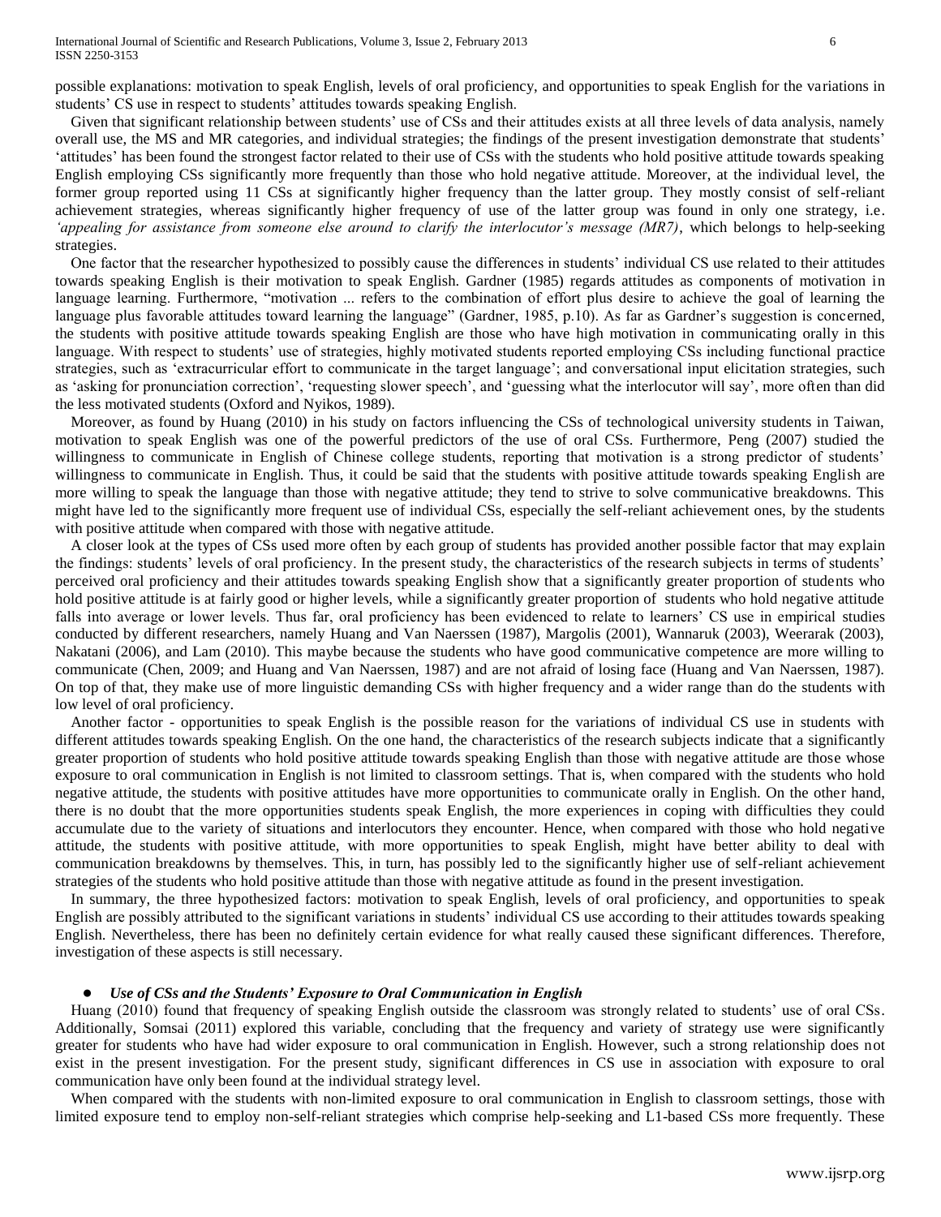possible explanations: motivation to speak English, levels of oral proficiency, and opportunities to speak English for the variations in students' CS use in respect to students' attitudes towards speaking English.

Given that significant relationship between students' use of CSs and their attitudes exists at all three levels of data analysis, namely overall use, the MS and MR categories, and individual strategies; the findings of the present investigation demonstrate that students' 'attitudes' has been found the strongest factor related to their use of CSs with the students who hold positive attitude towards speaking English employing CSs significantly more frequently than those who hold negative attitude. Moreover, at the individual level, the former group reported using 11 CSs at significantly higher frequency than the latter group. They mostly consist of self-reliant achievement strategies, whereas significantly higher frequency of use of the latter group was found in only one strategy, i.e. *'appealing for assistance from someone else around to clarify the interlocutor's message (MR7)*, which belongs to help-seeking strategies.

One factor that the researcher hypothesized to possibly cause the differences in students' individual CS use related to their attitudes towards speaking English is their motivation to speak English. Gardner (1985) regards attitudes as components of motivation in language learning. Furthermore, "motivation ... refers to the combination of effort plus desire to achieve the goal of learning the language plus favorable attitudes toward learning the language" (Gardner, 1985, p.10). As far as Gardner's suggestion is concerned, the students with positive attitude towards speaking English are those who have high motivation in communicating orally in this language. With respect to students' use of strategies, highly motivated students reported employing CSs including functional practice strategies, such as 'extracurricular effort to communicate in the target language'; and conversational input elicitation strategies, such as 'asking for pronunciation correction', 'requesting slower speech', and 'guessing what the interlocutor will say', more often than did the less motivated students (Oxford and Nyikos, 1989).

Moreover, as found by Huang (2010) in his study on factors influencing the CSs of technological university students in Taiwan, motivation to speak English was one of the powerful predictors of the use of oral CSs. Furthermore, Peng (2007) studied the willingness to communicate in English of Chinese college students, reporting that motivation is a strong predictor of students' willingness to communicate in English. Thus, it could be said that the students with positive attitude towards speaking English are more willing to speak the language than those with negative attitude; they tend to strive to solve communicative breakdowns. This might have led to the significantly more frequent use of individual CSs, especially the self-reliant achievement ones, by the students with positive attitude when compared with those with negative attitude.

A closer look at the types of CSs used more often by each group of students has provided another possible factor that may explain the findings: students' levels of oral proficiency. In the present study, the characteristics of the research subjects in terms of students' perceived oral proficiency and their attitudes towards speaking English show that a significantly greater proportion of students who hold positive attitude is at fairly good or higher levels, while a significantly greater proportion of students who hold negative attitude falls into average or lower levels. Thus far, oral proficiency has been evidenced to relate to learners' CS use in empirical studies conducted by different researchers, namely Huang and Van Naerssen (1987), Margolis (2001), Wannaruk (2003), Weerarak (2003), Nakatani (2006), and Lam (2010). This maybe because the students who have good communicative competence are more willing to communicate (Chen, 2009; and Huang and Van Naerssen, 1987) and are not afraid of losing face (Huang and Van Naerssen, 1987). On top of that, they make use of more linguistic demanding CSs with higher frequency and a wider range than do the students with low level of oral proficiency.

Another factor - opportunities to speak English is the possible reason for the variations of individual CS use in students with different attitudes towards speaking English. On the one hand, the characteristics of the research subjects indicate that a significantly greater proportion of students who hold positive attitude towards speaking English than those with negative attitude are those whose exposure to oral communication in English is not limited to classroom settings. That is, when compared with the students who hold negative attitude, the students with positive attitudes have more opportunities to communicate orally in English. On the other hand, there is no doubt that the more opportunities students speak English, the more experiences in coping with difficulties they could accumulate due to the variety of situations and interlocutors they encounter. Hence, when compared with those who hold negative attitude, the students with positive attitude, with more opportunities to speak English, might have better ability to deal with communication breakdowns by themselves. This, in turn, has possibly led to the significantly higher use of self-reliant achievement strategies of the students who hold positive attitude than those with negative attitude as found in the present investigation.

In summary, the three hypothesized factors: motivation to speak English, levels of oral proficiency, and opportunities to speak English are possibly attributed to the significant variations in students' individual CS use according to their attitudes towards speaking English. Nevertheless, there has been no definitely certain evidence for what really caused these significant differences. Therefore, investigation of these aspects is still necessary.

- ***Use of CSs and the Students' Exposure to Oral Communication in English***

Huang (2010) found that frequency of speaking English outside the classroom was strongly related to students' use of oral CSs. Additionally, Somsai (2011) explored this variable, concluding that the frequency and variety of strategy use were significantly greater for students who have had wider exposure to oral communication in English. However, such a strong relationship does not exist in the present investigation. For the present study, significant differences in CS use in association with exposure to oral communication have only been found at the individual strategy level.

When compared with the students with non-limited exposure to oral communication in English to classroom settings, those with limited exposure tend to employ non-self-reliant strategies which comprise help-seeking and L1-based CSs more frequently. These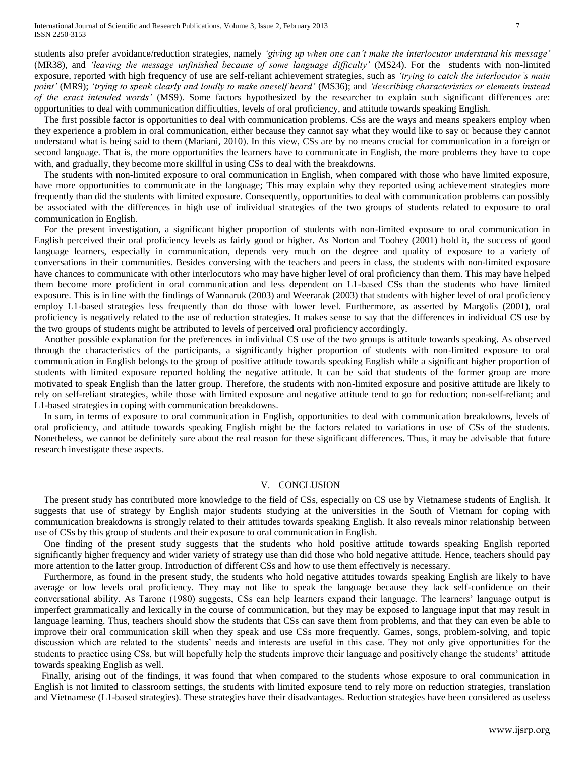students also prefer avoidance/reduction strategies, namely *'giving up when one can't make the interlocutor understand his message'* (MR38), and *'leaving the message unfinished because of some language difficulty'* (MS24). For the students with non-limited exposure, reported with high frequency of use are self-reliant achievement strategies, such as *'trying to catch the interlocutor's main point'* (MR9); *'trying to speak clearly and loudly to make oneself heard'* (MS36); and *'describing characteristics or elements instead of the exact intended words'* (MS9). Some factors hypothesized by the researcher to explain such significant differences are: opportunities to deal with communication difficulties, levels of oral proficiency, and attitude towards speaking English.

The first possible factor is opportunities to deal with communication problems. CSs are the ways and means speakers employ when they experience a problem in oral communication, either because they cannot say what they would like to say or because they cannot understand what is being said to them (Mariani, 2010). In this view, CSs are by no means crucial for communication in a foreign or second language. That is, the more opportunities the learners have to communicate in English, the more problems they have to cope with, and gradually, they become more skillful in using CSs to deal with the breakdowns.

The students with non-limited exposure to oral communication in English, when compared with those who have limited exposure, have more opportunities to communicate in the language; This may explain why they reported using achievement strategies more frequently than did the students with limited exposure. Consequently, opportunities to deal with communication problems can possibly be associated with the differences in high use of individual strategies of the two groups of students related to exposure to oral communication in English.

For the present investigation, a significant higher proportion of students with non-limited exposure to oral communication in English perceived their oral proficiency levels as fairly good or higher. As Norton and Toohey (2001) hold it, the success of good language learners, especially in communication, depends very much on the degree and quality of exposure to a variety of conversations in their communities. Besides conversing with the teachers and peers in class, the students with non-limited exposure have chances to communicate with other interlocutors who may have higher level of oral proficiency than them. This may have helped them become more proficient in oral communication and less dependent on L1-based CSs than the students who have limited exposure. This is in line with the findings of Wannaruk (2003) and Weerarak (2003) that students with higher level of oral proficiency employ L1-based strategies less frequently than do those with lower level. Furthermore, as asserted by Margolis (2001), oral proficiency is negatively related to the use of reduction strategies. It makes sense to say that the differences in individual CS use by the two groups of students might be attributed to levels of perceived oral proficiency accordingly.

Another possible explanation for the preferences in individual CS use of the two groups is attitude towards speaking. As observed through the characteristics of the participants, a significantly higher proportion of students with non-limited exposure to oral communication in English belongs to the group of positive attitude towards speaking English while a significant higher proportion of students with limited exposure reported holding the negative attitude. It can be said that students of the former group are more motivated to speak English than the latter group. Therefore, the students with non-limited exposure and positive attitude are likely to rely on self-reliant strategies, while those with limited exposure and negative attitude tend to go for reduction; non-self-reliant; and L1-based strategies in coping with communication breakdowns.

In sum, in terms of exposure to oral communication in English, opportunities to deal with communication breakdowns, levels of oral proficiency, and attitude towards speaking English might be the factors related to variations in use of CSs of the students. Nonetheless, we cannot be definitely sure about the real reason for these significant differences. Thus, it may be advisable that future research investigate these aspects.

## V. CONCLUSION

The present study has contributed more knowledge to the field of CSs, especially on CS use by Vietnamese students of English. It suggests that use of strategy by English major students studying at the universities in the South of Vietnam for coping with communication breakdowns is strongly related to their attitudes towards speaking English. It also reveals minor relationship between use of CSs by this group of students and their exposure to oral communication in English.

One finding of the present study suggests that the students who hold positive attitude towards speaking English reported significantly higher frequency and wider variety of strategy use than did those who hold negative attitude. Hence, teachers should pay more attention to the latter group. Introduction of different CSs and how to use them effectively is necessary.

Furthermore, as found in the present study, the students who hold negative attitudes towards speaking English are likely to have average or low levels oral proficiency. They may not like to speak the language because they lack self-confidence on their conversational ability. As Tarone (1980) suggests, CSs can help learners expand their language. The learners' language output is imperfect grammatically and lexically in the course of communication, but they may be exposed to language input that may result in language learning. Thus, teachers should show the students that CSs can save them from problems, and that they can even be able to improve their oral communication skill when they speak and use CSs more frequently. Games, songs, problem-solving, and topic discussion which are related to the students' needs and interests are useful in this case. They not only give opportunities for the students to practice using CSs, but will hopefully help the students improve their language and positively change the students' attitude towards speaking English as well.

Finally, arising out of the findings, it was found that when compared to the students whose exposure to oral communication in English is not limited to classroom settings, the students with limited exposure tend to rely more on reduction strategies, translation and Vietnamese (L1-based strategies). These strategies have their disadvantages. Reduction strategies have been considered as useless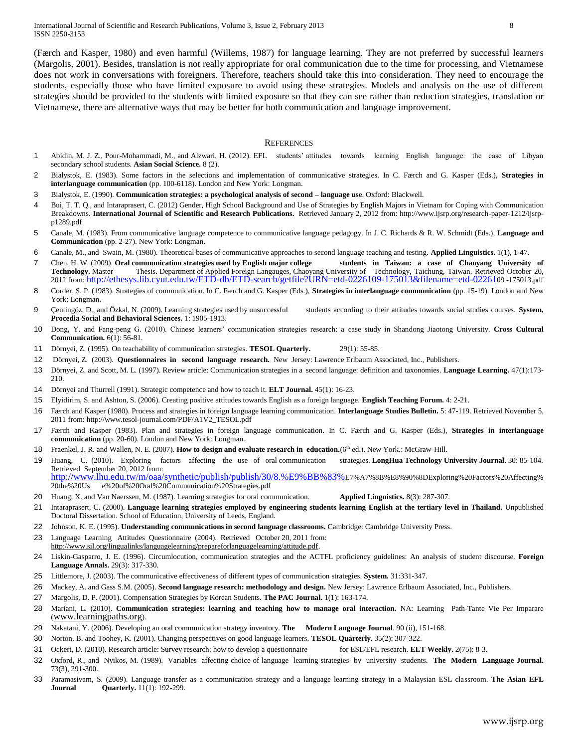(Færch and Kasper, 1980) and even harmful (Willems, 1987) for language learning. They are not preferred by successful learners (Margolis, 2001). Besides, translation is not really appropriate for oral communication due to the time for processing, and Vietnamese does not work in conversations with foreigners. Therefore, teachers should take this into consideration. They need to encourage the students, especially those who have limited exposure to avoid using these strategies. Models and analysis on the use of different strategies should be provided to the students with limited exposure so that they can see rather than reduction strategies, translation or Vietnamese, there are alternative ways that may be better for both communication and language improvement.

## REFERENCES

1. Abidin, M. J. Z., Pour-Mohammadi, M., and Alzwari, H. (2012). EFL students' attitudes towards learning English language: the case of Libyan secondary school students. **Asian Social Science.** 8 (2).
2. Bialystok, E. (1983). Some factors in the selections and implementation of communicative strategies. In C. Færch and G. Kasper (Eds.), **Strategies in interlanguage communication** (pp. 100-6118). London and New York: Longman.
3. Bialystok, E. (1990). **Communication strategies: a psychological analysis of second – language use**. Oxford: Blackwell.
4. Bui, T. T. Q., and Intaraprasert, C. (2012) Gender, High School Background and Use of Strategies by English Majors in Vietnam for Coping with Communication Breakdowns. **International Journal of Scientific and Research Publications.** Retrieved January 2, 2012 from: http://www.ijsrp.org/research-paper-1212/ijsrp-p1289.pdf
5. Canale, M. (1983). From communicative language competence to communicative language pedagogy. In J. C. Richards & R. W. Schmidt (Eds.), **Language and Communication** (pp. 2-27). New York: Longman.
6. Canale, M., and Swain, M. (1980). Theoretical bases of communicative approaches to second language teaching and testing. **Applied Linguistics.** 1(1), 1-47.
7. Chen, H. W. (2009). **Oral communication strategies used by English major college students in Taiwan: a case of Chaoyang University of Technology.** Master Thesis. Department of Applied Foreign Langauges, Chaoyang University of Technology, Taichung, Taiwan. Retrieved October 20, 2012 from: http://ethesys.lib.cyut.edu.tw/ETD-db/ETD-search/getfile?URN=etd-0226109-175013&filename=etd-0226109 -175013.pdf
8. Corder, S. P. (1983). Strategies of communication. In C. Færch and G. Kasper (Eds.), **Strategies in interlanguage communication** (pp. 15-19). London and New York: Longman.
9. Çentingöz, D., and Özkal, N. (2009). Learning strategies used by unsuccessful students according to their attitudes towards social studies courses. **System, Procedia Social and Behavioral Sciences.** 1: 1905-1913.
10. Dong, Y. and Fang-peng G. (2010). Chinese learners' communication strategies research: a case study in Shandong Jiaotong University. **Cross Cultural Communication.** 6(1): 56-81.
11. Dörnyei, Z. (1995). On teachability of communication strategies. **TESOL Quarterly.** 29(1): 55-85.
12. Dörnyei, Z. (2003). **Questionnaires in second language research.** New Jersey: Lawrence Erlbaum Associated, Inc., Publishers.
13. Dörnyei, Z. and Scott, M. L. (1997). Review article: Communication strategies in a second language: definition and taxonomies. **Language Learning.** 47(1):173-210.
14. Dörnyei and Thurrell (1991). Strategic competence and how to teach it. **ELT Journal.** 45(1): 16-23.
15. Elyidirim, S. and Ashton, S. (2006). Creating positive attitudes towards English as a foreign language. **English Teaching Forum.** 4: 2-21.
16. Færch and Kasper (1980). Process and strategies in foreign language learning communication. **Interlanguage Studies Bulletin.** 5: 47-119. Retrieved November 5, 2011 from: http://www.tesol-journal.com/PDF/A1V2_TESOL.pdf
17. Færch and Kasper (1983). Plan and strategies in foreign language communication. In C. Færch and G. Kasper (Eds.), **Strategies in interlanguage communication** (pp. 20-60). London and New York: Longman.
18. Fraenkel, J. R. and Wallen, N. E. (2007). **How to design and evaluate research in education.**(6th ed.). New York.: McGraw-Hill.
19. Huang, C. (2010). Exploring factors affecting the use of oral communication strategies. **LongHua Technology University Journal**. 30: 85-104. Retrieved September 20, 2012 from: http://www.lhu.edu.tw/m/oaa/synthetic/publish/publish/30/8.%E9%BB%83%E7%A7%8B%E8%90%8DExploring%20Factors%20Affecting%20the%20Use%20of%20Oral%20Communication%20Strategies.pdf
20. Huang, X. and Van Naerssen, M. (1987). Learning strategies for oral communication. **Applied Linguistics.** 8(3): 287-307.
21. Intaraprasert, C. (2000). **Language learning strategies employed by engineering students learning English at the tertiary level in Thailand.** Unpublished Doctoral Dissertation. School of Education, University of Leeds, England.
22. Johnson, K. E. (1995). **Understanding communications in second language classrooms.** Cambridge: Cambridge University Press.
23. Language Learning Attitudes Questionnaire (2004). Retrieved October 20, 2011 from: http://www.sil.org/lingualinks/languagelearning/prepareforlanguagelearning/attitude.pdf.
24. Liskin-Gasparro, J. E. (1996). Circumlocution, communication strategies and the ACTFL proficiency guidelines: An analysis of student discourse. **Foreign Language Annals.** 29(3): 317-330.
25. Littlemore, J. (2003). The communicative effectiveness of different types of communication strategies. **System.** 31:331-347.
26. Mackey, A. and Gass S.M. (2005). **Second language research: methodology and design.** New Jersey: Lawrence Erlbaum Associated, Inc., Publishers.
27. Margolis, D. P. (2001). Compensation Strategies by Korean Students. **The PAC Journal.** 1(1): 163-174.
28. Mariani, L. (2010). **Communication strategies: learning and teaching how to manage oral interaction.** NA: Learning Path-Tante Vie Per Imparare (www.learningpaths.org).
29. Nakatani, Y. (2006). Developing an oral communication strategy inventory. **The Modern Language Journal**. 90 (ii), 151-168.
30. Norton, B. and Toohey, K. (2001). Changing perspectives on good language learners. **TESOL Quarterly**. 35(2): 307-322.
31. Ockert, D. (2010). Research article: Survey research: how to develop a questionnaire for ESL/EFL research. **ELT Weekly.** 2(75): 8-3.
32. Oxford, R., and Nyikos, M. (1989). Variables affecting choice of language learning strategies by university students. **The Modern Language Journal.** 73(3), 291-300.
33. Paramasivam, S. (2009). Language transfer as a communication strategy and a language learning strategy in a Malaysian ESL classroom. **The Asian EFL Journal Quarterly.** 11(1): 192-299.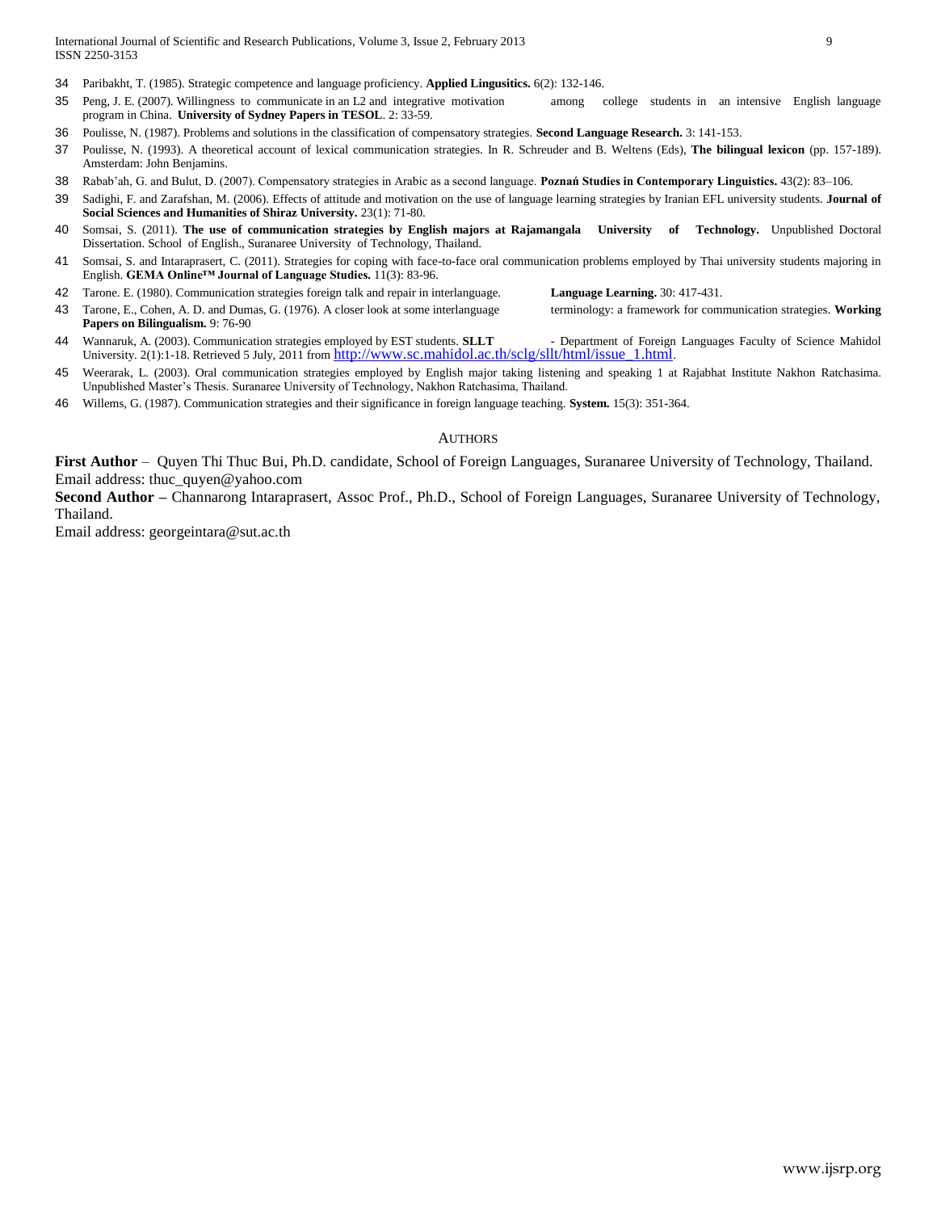34 Paribakht, T. (1985). Strategic competence and language proficiency. **Applied Lingusitics.** 6(2): 132-146.

35 Peng, J. E. (2007). Willingness to communicate in an L2 and integrative motivation among college students in an intensive English language program in China. **University of Sydney Papers in TESOL**. 2: 33-59.

36 Poulisse, N. (1987). Problems and solutions in the classification of compensatory strategies. **Second Language Research.** 3: 141-153.

37 Poulisse, N. (1993). A theoretical account of lexical communication strategies. In R. Schreuder and B. Weltens (Eds), **The bilingual lexicon** (pp. 157-189). Amsterdam: John Benjamins.

38 Rabab'ah, G. and Bulut, D. (2007). Compensatory strategies in Arabic as a second language. **Poznań Studies in Contemporary Linguistics.** 43(2): 83–106.

39 Sadighi, F. and Zarafshan, M. (2006). Effects of attitude and motivation on the use of language learning strategies by Iranian EFL university students. **Journal of Social Sciences and Humanities of Shiraz University.** 23(1): 71-80.

40 Somsai, S. (2011). **The use of communication strategies by English majors at Rajamangala University of Technology.** Unpublished Doctoral Dissertation. School of English., Suranaree University of Technology, Thailand.

41 Somsai, S. and Intaraprasert, C. (2011). Strategies for coping with face-to-face oral communication problems employed by Thai university students majoring in English. **GEMA Online™ Journal of Language Studies.** 11(3): 83-96.

42 Tarone. E. (1980). Communication strategies foreign talk and repair in interlanguage. **Language Learning.** 30: 417-431.

43 Tarone, E., Cohen, A. D. and Dumas, G. (1976). A closer look at some interlanguage terminology: a framework for communication strategies. **Working Papers on Bilingualism.** 9: 76-90

44 Wannaruk, A. (2003). Communication strategies employed by EST students. **SLLT** - Department of Foreign Languages Faculty of Science Mahidol University. 2(1):1-18. Retrieved 5 July, 2011 from http://www.sc.mahidol.ac.th/sclg/sllt/html/issue_1.html.

45 Weerarak, L. (2003). Oral communication strategies employed by English major taking listening and speaking 1 at Rajabhat Institute Nakhon Ratchasima. Unpublished Master's Thesis. Suranaree University of Technology, Nakhon Ratchasima, Thailand.

46 Willems, G. (1987). Communication strategies and their significance in foreign language teaching. **System.** 15(3): 351-364.

## AUTHORS

**First Author** – Quyen Thi Thuc Bui, Ph.D. candidate, School of Foreign Languages, Suranaree University of Technology, Thailand. Email address: thuc_quyen@yahoo.com

**Second Author –** Channarong Intaraprasert, Assoc Prof., Ph.D., School of Foreign Languages, Suranaree University of Technology, Thailand.

Email address: georgeintara@sut.ac.th